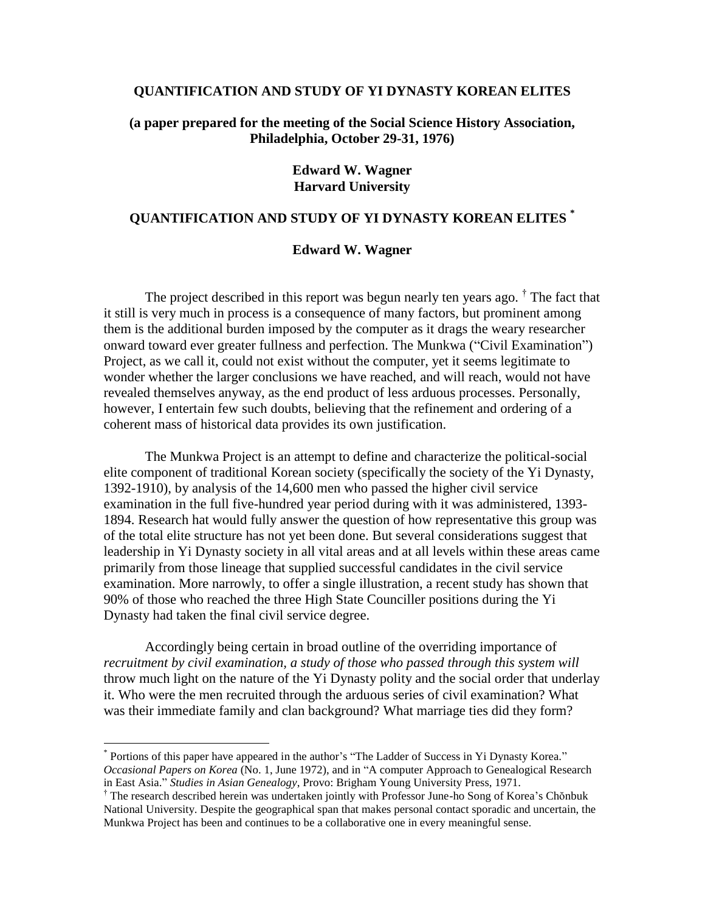**QUANTIFICATION AND STUDY OF YI DYNASTY KOREAN ELITES**

**(a paper prepared for the meeting of the Social Science History Association, Philadelphia, October 29-31, 1976)**

**Edward W. Wagner**
**Harvard University**

## QUANTIFICATION AND STUDY OF YI DYNASTY KOREAN ELITES [*]

**Edward W. Wagner**

The project described in this report was begun nearly ten years ago. [†] The fact that it still is very much in process is a consequence of many factors, but prominent among them is the additional burden imposed by the computer as it drags the weary researcher onward toward ever greater fullness and perfection. The Munkwa ("Civil Examination") Project, as we call it, could not exist without the computer, yet it seems legitimate to wonder whether the larger conclusions we have reached, and will reach, would not have revealed themselves anyway, as the end product of less arduous processes. Personally, however, I entertain few such doubts, believing that the refinement and ordering of a coherent mass of historical data provides its own justification.

The Munkwa Project is an attempt to define and characterize the political-social elite component of traditional Korean society (specifically the society of the Yi Dynasty, 1392-1910), by analysis of the 14,600 men who passed the higher civil service examination in the full five-hundred year period during with it was administered, 1393-1894. Research hat would fully answer the question of how representative this group was of the total elite structure has not yet been done. But several considerations suggest that leadership in Yi Dynasty society in all vital areas and at all levels within these areas came primarily from those lineage that supplied successful candidates in the civil service examination. More narrowly, to offer a single illustration, a recent study has shown that 90% of those who reached the three High State Counciller positions during the Yi Dynasty had taken the final civil service degree.

Accordingly being certain in broad outline of the overriding importance of *recruitment by civil examination, a study of those who passed through this system will* throw much light on the nature of the Yi Dynasty polity and the social order that underlay it. Who were the men recruited through the arduous series of civil examination? What was their immediate family and clan background? What marriage ties did they form?

---

[*] Portions of this paper have appeared in the author's "The Ladder of Success in Yi Dynasty Korea." *Occasional Papers on Korea* (No. 1, June 1972), and in "A computer Approach to Genealogical Research in East Asia." *Studies in Asian Genealogy*, Provo: Brigham Young University Press, 1971.

[†] The research described herein was undertaken jointly with Professor June-ho Song of Korea's Chŏnbuk National University. Despite the geographical span that makes personal contact sporadic and uncertain, the Munkwa Project has been and continues to be a collaborative one in every meaningful sense.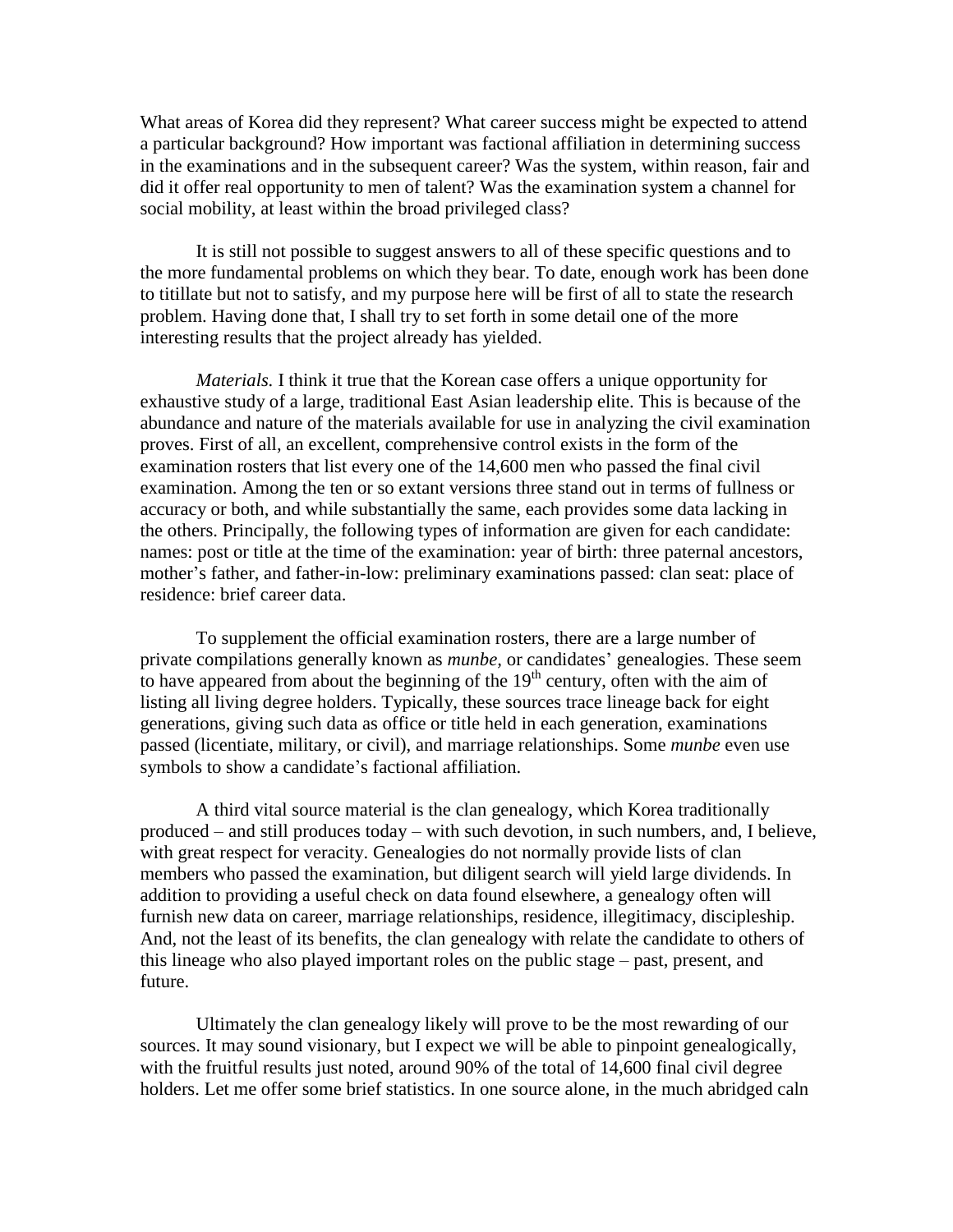What areas of Korea did they represent? What career success might be expected to attend a particular background? How important was factional affiliation in determining success in the examinations and in the subsequent career? Was the system, within reason, fair and did it offer real opportunity to men of talent? Was the examination system a channel for social mobility, at least within the broad privileged class?

It is still not possible to suggest answers to all of these specific questions and to the more fundamental problems on which they bear. To date, enough work has been done to titillate but not to satisfy, and my purpose here will be first of all to state the research problem. Having done that, I shall try to set forth in some detail one of the more interesting results that the project already has yielded.

*Materials.* I think it true that the Korean case offers a unique opportunity for exhaustive study of a large, traditional East Asian leadership elite. This is because of the abundance and nature of the materials available for use in analyzing the civil examination proves. First of all, an excellent, comprehensive control exists in the form of the examination rosters that list every one of the 14,600 men who passed the final civil examination. Among the ten or so extant versions three stand out in terms of fullness or accuracy or both, and while substantially the same, each provides some data lacking in the others. Principally, the following types of information are given for each candidate: names: post or title at the time of the examination: year of birth: three paternal ancestors, mother's father, and father-in-low: preliminary examinations passed: clan seat: place of residence: brief career data.

To supplement the official examination rosters, there are a large number of private compilations generally known as *munbe*, or candidates' genealogies. These seem to have appeared from about the beginning of the 19th century, often with the aim of listing all living degree holders. Typically, these sources trace lineage back for eight generations, giving such data as office or title held in each generation, examinations passed (licentiate, military, or civil), and marriage relationships. Some *munbe* even use symbols to show a candidate's factional affiliation.

A third vital source material is the clan genealogy, which Korea traditionally produced – and still produces today – with such devotion, in such numbers, and, I believe, with great respect for veracity. Genealogies do not normally provide lists of clan members who passed the examination, but diligent search will yield large dividends. In addition to providing a useful check on data found elsewhere, a genealogy often will furnish new data on career, marriage relationships, residence, illegitimacy, discipleship. And, not the least of its benefits, the clan genealogy with relate the candidate to others of this lineage who also played important roles on the public stage – past, present, and future.

Ultimately the clan genealogy likely will prove to be the most rewarding of our sources. It may sound visionary, but I expect we will be able to pinpoint genealogically, with the fruitful results just noted, around 90% of the total of 14,600 final civil degree holders. Let me offer some brief statistics. In one source alone, in the much abridged caln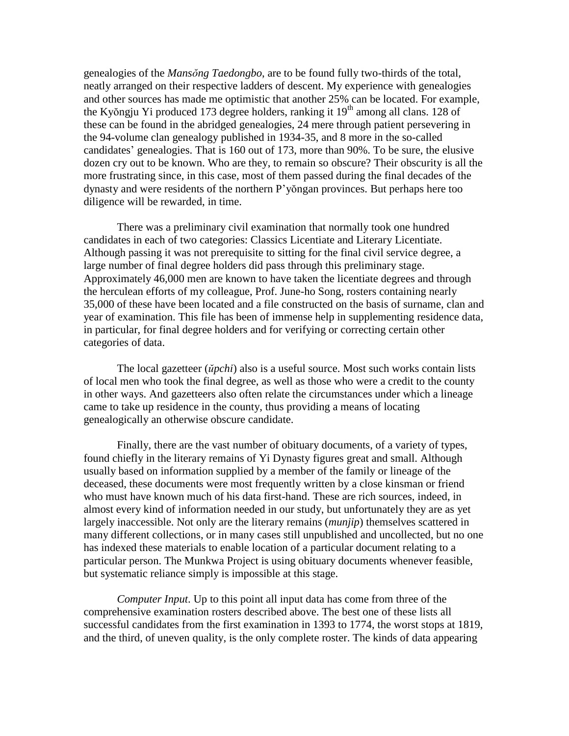genealogies of the *Mansŏng Taedongbo*, are to be found fully two-thirds of the total, neatly arranged on their respective ladders of descent. My experience with genealogies and other sources has made me optimistic that another 25% can be located. For example, the Kyŏngju Yi produced 173 degree holders, ranking it 19th among all clans. 128 of these can be found in the abridged genealogies, 24 mere through patient persevering in the 94-volume clan genealogy published in 1934-35, and 8 more in the so-called candidates' genealogies. That is 160 out of 173, more than 90%. To be sure, the elusive dozen cry out to be known. Who are they, to remain so obscure? Their obscurity is all the more frustrating since, in this case, most of them passed during the final decades of the dynasty and were residents of the northern P'yŏngan provinces. But perhaps here too diligence will be rewarded, in time.

There was a preliminary civil examination that normally took one hundred candidates in each of two categories: Classics Licentiate and Literary Licentiate. Although passing it was not prerequisite to sitting for the final civil service degree, a large number of final degree holders did pass through this preliminary stage. Approximately 46,000 men are known to have taken the licentiate degrees and through the herculean efforts of my colleague, Prof. June-ho Song, rosters containing nearly 35,000 of these have been located and a file constructed on the basis of surname, clan and year of examination. This file has been of immense help in supplementing residence data, in particular, for final degree holders and for verifying or correcting certain other categories of data.

The local gazetteer (*ŭpchi*) also is a useful source. Most such works contain lists of local men who took the final degree, as well as those who were a credit to the county in other ways. And gazetteers also often relate the circumstances under which a lineage came to take up residence in the county, thus providing a means of locating genealogically an otherwise obscure candidate.

Finally, there are the vast number of obituary documents, of a variety of types, found chiefly in the literary remains of Yi Dynasty figures great and small. Although usually based on information supplied by a member of the family or lineage of the deceased, these documents were most frequently written by a close kinsman or friend who must have known much of his data first-hand. These are rich sources, indeed, in almost every kind of information needed in our study, but unfortunately they are as yet largely inaccessible. Not only are the literary remains (*munjip*) themselves scattered in many different collections, or in many cases still unpublished and uncollected, but no one has indexed these materials to enable location of a particular document relating to a particular person. The Munkwa Project is using obituary documents whenever feasible, but systematic reliance simply is impossible at this stage.

*Computer Input*. Up to this point all input data has come from three of the comprehensive examination rosters described above. The best one of these lists all successful candidates from the first examination in 1393 to 1774, the worst stops at 1819, and the third, of uneven quality, is the only complete roster. The kinds of data appearing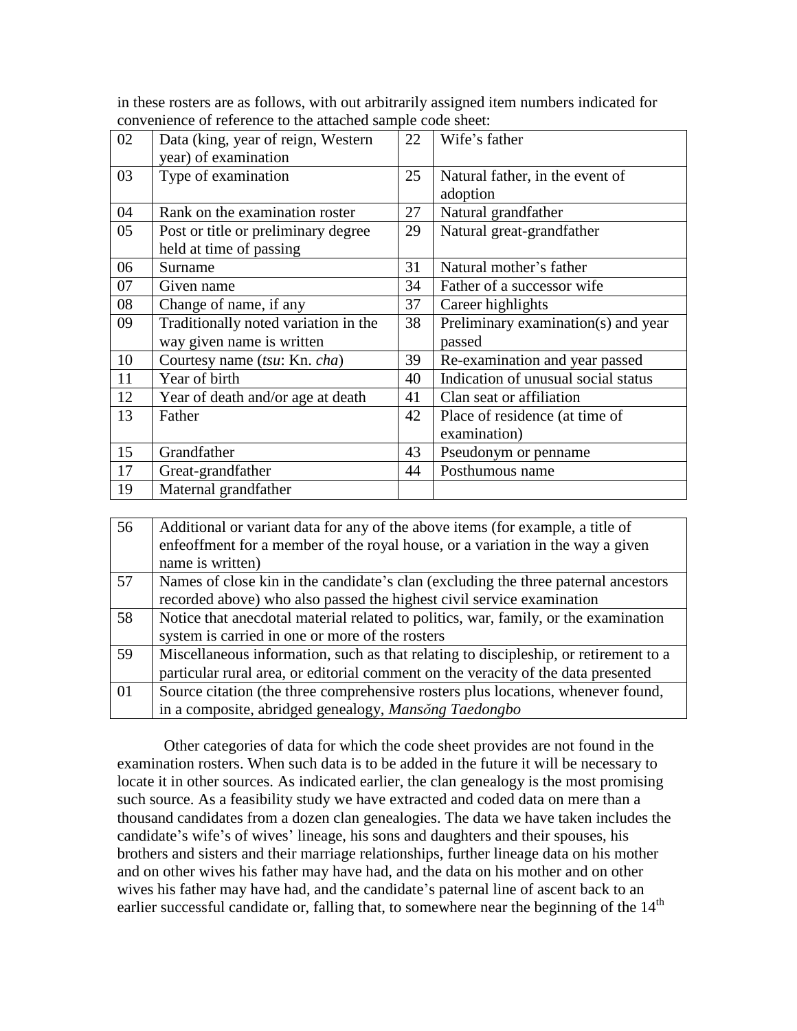in these rosters are as follows, with out arbitrarily assigned item numbers indicated for convenience of reference to the attached sample code sheet:

| | | | |
|---|---|---|---|
| 02 | Data (king, year of reign, Western year) of examination | 22 | Wife's father |
| 03 | Type of examination | 25 | Natural father, in the event of adoption |
| 04 | Rank on the examination roster | 27 | Natural grandfather |
| 05 | Post or title or preliminary degree held at time of passing | 29 | Natural great-grandfather |
| 06 | Surname | 31 | Natural mother's father |
| 07 | Given name | 34 | Father of a successor wife |
| 08 | Change of name, if any | 37 | Career highlights |
| 09 | Traditionally noted variation in the way given name is written | 38 | Preliminary examination(s) and year passed |
| 10 | Courtesy name (*tsu*: Kn. *cha*) | 39 | Re-examination and year passed |
| 11 | Year of birth | 40 | Indication of unusual social status |
| 12 | Year of death and/or age at death | 41 | Clan seat or affiliation |
| 13 | Father | 42 | Place of residence (at time of examination) |
| 15 | Grandfather | 43 | Pseudonym or penname |
| 17 | Great-grandfather | 44 | Posthumous name |
| 19 | Maternal grandfather | | |

| | |
|---|---|
| 56 | Additional or variant data for any of the above items (for example, a title of enfeoffment for a member of the royal house, or a variation in the way a given name is written) |
| 57 | Names of close kin in the candidate's clan (excluding the three paternal ancestors recorded above) who also passed the highest civil service examination |
| 58 | Notice that anecdotal material related to politics, war, family, or the examination system is carried in one or more of the rosters |
| 59 | Miscellaneous information, such as that relating to discipleship, or retirement to a particular rural area, or editorial comment on the veracity of the data presented |
| 01 | Source citation (the three comprehensive rosters plus locations, whenever found, in a composite, abridged genealogy, *Mansŏng Taedongbo* |

Other categories of data for which the code sheet provides are not found in the examination rosters. When such data is to be added in the future it will be necessary to locate it in other sources. As indicated earlier, the clan genealogy is the most promising such source. As a feasibility study we have extracted and coded data on mere than a thousand candidates from a dozen clan genealogies. The data we have taken includes the candidate's wife's of wives' lineage, his sons and daughters and their spouses, his brothers and sisters and their marriage relationships, further lineage data on his mother and on other wives his father may have had, and the data on his mother and on other wives his father may have had, and the candidate's paternal line of ascent back to an earlier successful candidate or, falling that, to somewhere near the beginning of the 14th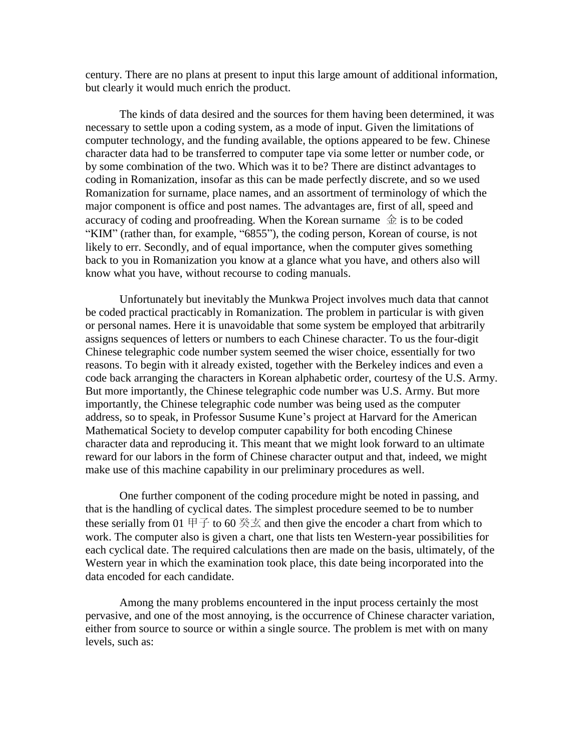century. There are no plans at present to input this large amount of additional information, but clearly it would much enrich the product.

The kinds of data desired and the sources for them having been determined, it was necessary to settle upon a coding system, as a mode of input. Given the limitations of computer technology, and the funding available, the options appeared to be few. Chinese character data had to be transferred to computer tape via some letter or number code, or by some combination of the two. Which was it to be? There are distinct advantages to coding in Romanization, insofar as this can be made perfectly discrete, and so we used Romanization for surname, place names, and an assortment of terminology of which the major component is office and post names. The advantages are, first of all, speed and accuracy of coding and proofreading. When the Korean surname 金 is to be coded "KIM" (rather than, for example, "6855"), the coding person, Korean of course, is not likely to err. Secondly, and of equal importance, when the computer gives something back to you in Romanization you know at a glance what you have, and others also will know what you have, without recourse to coding manuals.

Unfortunately but inevitably the Munkwa Project involves much data that cannot be coded practical practicably in Romanization. The problem in particular is with given or personal names. Here it is unavoidable that some system be employed that arbitrarily assigns sequences of letters or numbers to each Chinese character. To us the four-digit Chinese telegraphic code number system seemed the wiser choice, essentially for two reasons. To begin with it already existed, together with the Berkeley indices and even a code back arranging the characters in Korean alphabetic order, courtesy of the U.S. Army. But more importantly, the Chinese telegraphic code number was U.S. Army. But more importantly, the Chinese telegraphic code number was being used as the computer address, so to speak, in Professor Susume Kune's project at Harvard for the American Mathematical Society to develop computer capability for both encoding Chinese character data and reproducing it. This meant that we might look forward to an ultimate reward for our labors in the form of Chinese character output and that, indeed, we might make use of this machine capability in our preliminary procedures as well.

One further component of the coding procedure might be noted in passing, and that is the handling of cyclical dates. The simplest procedure seemed to be to number these serially from 01 甲子 to 60 癸亥 and then give the encoder a chart from which to work. The computer also is given a chart, one that lists ten Western-year possibilities for each cyclical date. The required calculations then are made on the basis, ultimately, of the Western year in which the examination took place, this date being incorporated into the data encoded for each candidate.

Among the many problems encountered in the input process certainly the most pervasive, and one of the most annoying, is the occurrence of Chinese character variation, either from source to source or within a single source. The problem is met with on many levels, such as: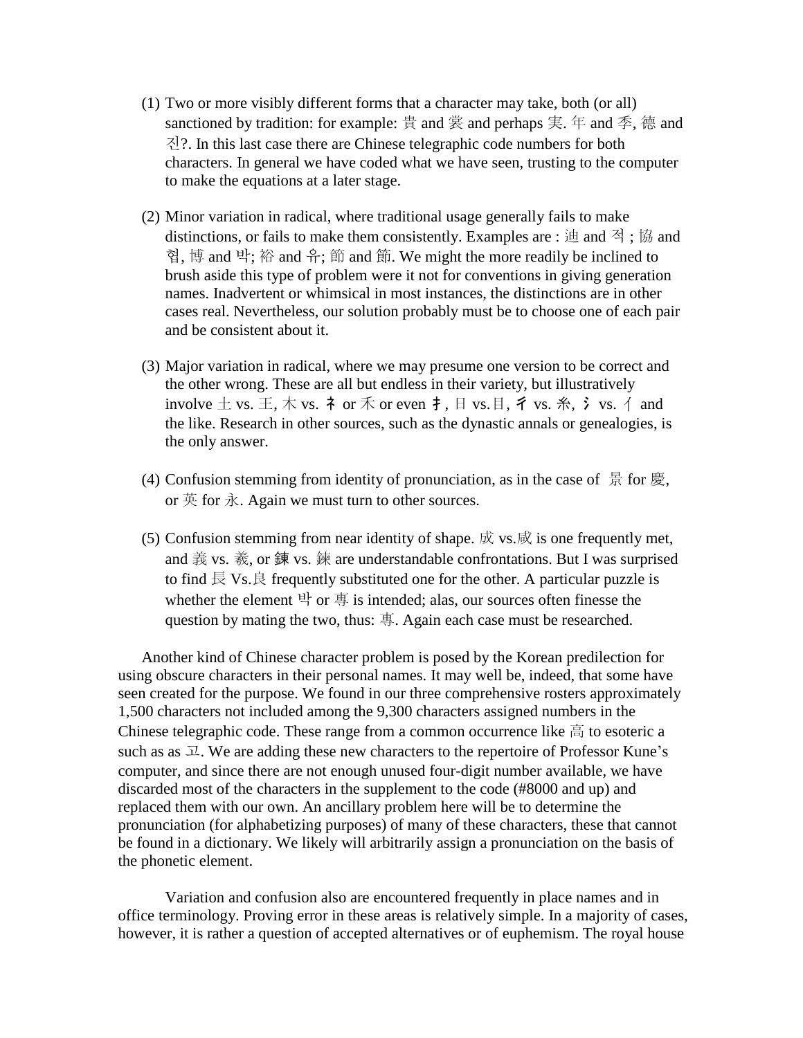(1) Two or more visibly different forms that a character may take, both (or all) sanctioned by tradition: for example: 貴 and 裳 and perhaps 実. 年 and 季, 德 and 진?. In this last case there are Chinese telegraphic code numbers for both characters. In general we have coded what we have seen, trusting to the computer to make the equations at a later stage.

(2) Minor variation in radical, where traditional usage generally fails to make distinctions, or fails to make them consistently. Examples are : 迪 and 적 ; 協 and 협, 博 and 박; 裕 and 유; 節 and 節. We might the more readily be inclined to brush aside this type of problem were it not for conventions in giving generation names. Inadvertent or whimsical in most instances, the distinctions are in other cases real. Nevertheless, our solution probably must be to choose one of each pair and be consistent about it.

(3) Major variation in radical, where we may presume one version to be correct and the other wrong. These are all but endless in their variety, but illustratively involve 土 vs. 王, 木 vs. ネ or 禾 or even 扌, 日 vs.目, 彳 vs. 糸, 氵 vs. 亻 and the like. Research in other sources, such as the dynastic annals or genealogies, is the only answer.

(4) Confusion stemming from identity of pronunciation, as in the case of 景 for 慶, or 英 for 永. Again we must turn to other sources.

(5) Confusion stemming from near identity of shape. 成 vs.咸 is one frequently met, and 義 vs. 羲, or 錬 vs. 鍊 are understandable confrontations. But I was surprised to find 長 Vs.良 frequently substituted one for the other. A particular puzzle is whether the element 박 or 専 is intended; alas, our sources often finesse the question by mating the two, thus: 専. Again each case must be researched.

Another kind of Chinese character problem is posed by the Korean predilection for using obscure characters in their personal names. It may well be, indeed, that some have seen created for the purpose. We found in our three comprehensive rosters approximately 1,500 characters not included among the 9,300 characters assigned numbers in the Chinese telegraphic code. These range from a common occurrence like 高 to esoteric a such as as 고. We are adding these new characters to the repertoire of Professor Kune's computer, and since there are not enough unused four-digit number available, we have discarded most of the characters in the supplement to the code (#8000 and up) and replaced them with our own. An ancillary problem here will be to determine the pronunciation (for alphabetizing purposes) of many of these characters, these that cannot be found in a dictionary. We likely will arbitrarily assign a pronunciation on the basis of the phonetic element.

Variation and confusion also are encountered frequently in place names and in office terminology. Proving error in these areas is relatively simple. In a majority of cases, however, it is rather a question of accepted alternatives or of euphemism. The royal house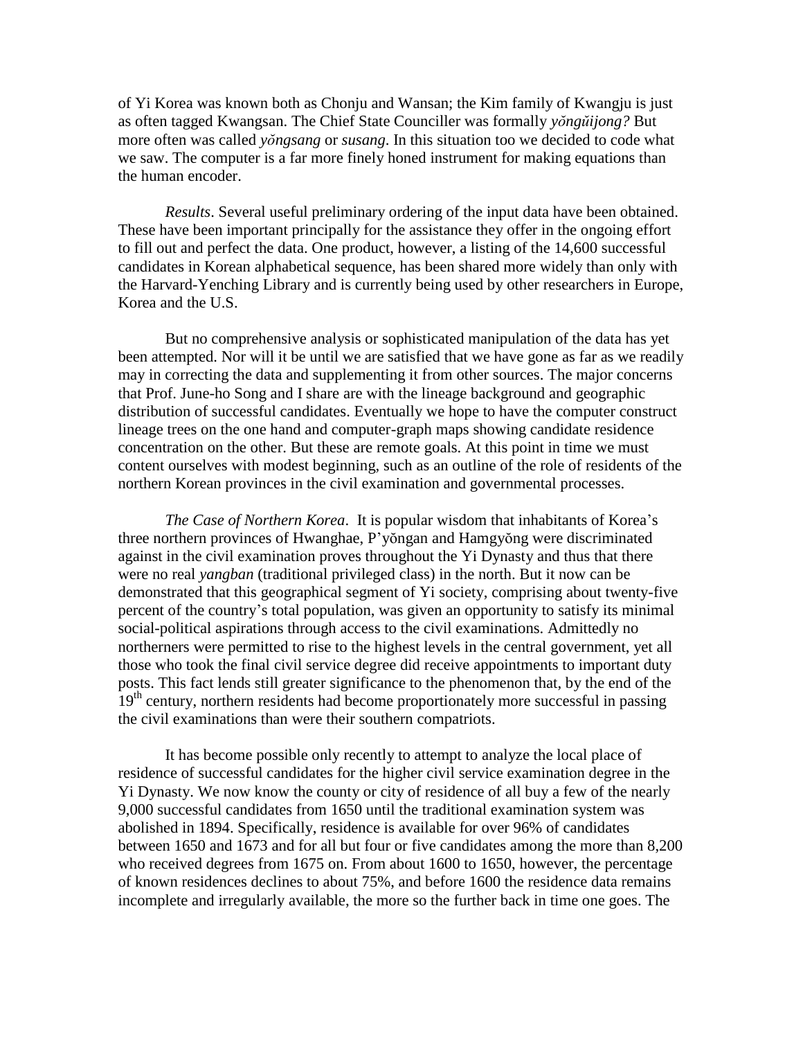of Yi Korea was known both as Chonju and Wansan; the Kim family of Kwangju is just as often tagged Kwangsan. The Chief State Counciller was formally *yŏngŭijong?* But more often was called *yŏngsang* or *susang*. In this situation too we decided to code what we saw. The computer is a far more finely honed instrument for making equations than the human encoder.

*Results*. Several useful preliminary ordering of the input data have been obtained. These have been important principally for the assistance they offer in the ongoing effort to fill out and perfect the data. One product, however, a listing of the 14,600 successful candidates in Korean alphabetical sequence, has been shared more widely than only with the Harvard-Yenching Library and is currently being used by other researchers in Europe, Korea and the U.S.

But no comprehensive analysis or sophisticated manipulation of the data has yet been attempted. Nor will it be until we are satisfied that we have gone as far as we readily may in correcting the data and supplementing it from other sources. The major concerns that Prof. June-ho Song and I share are with the lineage background and geographic distribution of successful candidates. Eventually we hope to have the computer construct lineage trees on the one hand and computer-graph maps showing candidate residence concentration on the other. But these are remote goals. At this point in time we must content ourselves with modest beginning, such as an outline of the role of residents of the northern Korean provinces in the civil examination and governmental processes.

*The Case of Northern Korea*. It is popular wisdom that inhabitants of Korea's three northern provinces of Hwanghae, P'yŏngan and Hamgyŏng were discriminated against in the civil examination proves throughout the Yi Dynasty and thus that there were no real *yangban* (traditional privileged class) in the north. But it now can be demonstrated that this geographical segment of Yi society, comprising about twenty-five percent of the country's total population, was given an opportunity to satisfy its minimal social-political aspirations through access to the civil examinations. Admittedly no northerners were permitted to rise to the highest levels in the central government, yet all those who took the final civil service degree did receive appointments to important duty posts. This fact lends still greater significance to the phenomenon that, by the end of the 19th century, northern residents had become proportionately more successful in passing the civil examinations than were their southern compatriots.

It has become possible only recently to attempt to analyze the local place of residence of successful candidates for the higher civil service examination degree in the Yi Dynasty. We now know the county or city of residence of all buy a few of the nearly 9,000 successful candidates from 1650 until the traditional examination system was abolished in 1894. Specifically, residence is available for over 96% of candidates between 1650 and 1673 and for all but four or five candidates among the more than 8,200 who received degrees from 1675 on. From about 1600 to 1650, however, the percentage of known residences declines to about 75%, and before 1600 the residence data remains incomplete and irregularly available, the more so the further back in time one goes. The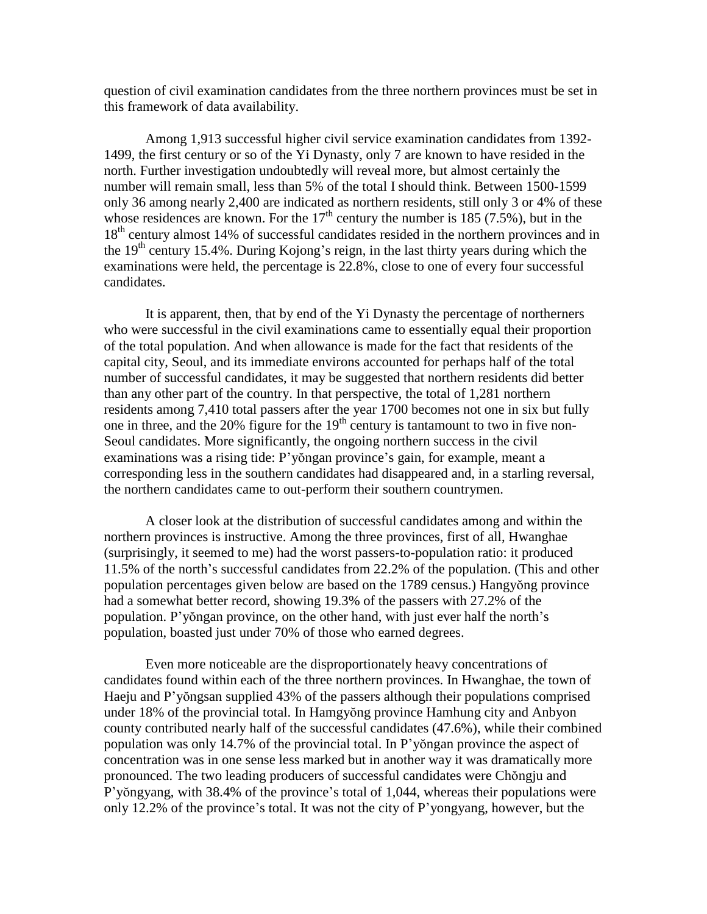question of civil examination candidates from the three northern provinces must be set in this framework of data availability.

Among 1,913 successful higher civil service examination candidates from 1392-1499, the first century or so of the Yi Dynasty, only 7 are known to have resided in the north. Further investigation undoubtedly will reveal more, but almost certainly the number will remain small, less than 5% of the total I should think. Between 1500-1599 only 36 among nearly 2,400 are indicated as northern residents, still only 3 or 4% of these whose residences are known. For the 17th century the number is 185 (7.5%), but in the 18th century almost 14% of successful candidates resided in the northern provinces and in the 19th century 15.4%. During Kojong's reign, in the last thirty years during which the examinations were held, the percentage is 22.8%, close to one of every four successful candidates.

It is apparent, then, that by end of the Yi Dynasty the percentage of northerners who were successful in the civil examinations came to essentially equal their proportion of the total population. And when allowance is made for the fact that residents of the capital city, Seoul, and its immediate environs accounted for perhaps half of the total number of successful candidates, it may be suggested that northern residents did better than any other part of the country. In that perspective, the total of 1,281 northern residents among 7,410 total passers after the year 1700 becomes not one in six but fully one in three, and the 20% figure for the 19th century is tantamount to two in five non-Seoul candidates. More significantly, the ongoing northern success in the civil examinations was a rising tide: P'yŏngan province's gain, for example, meant a corresponding less in the southern candidates had disappeared and, in a starling reversal, the northern candidates came to out-perform their southern countrymen.

A closer look at the distribution of successful candidates among and within the northern provinces is instructive. Among the three provinces, first of all, Hwanghae (surprisingly, it seemed to me) had the worst passers-to-population ratio: it produced 11.5% of the north's successful candidates from 22.2% of the population. (This and other population percentages given below are based on the 1789 census.) Hangyŏng province had a somewhat better record, showing 19.3% of the passers with 27.2% of the population. P'yŏngan province, on the other hand, with just ever half the north's population, boasted just under 70% of those who earned degrees.

Even more noticeable are the disproportionately heavy concentrations of candidates found within each of the three northern provinces. In Hwanghae, the town of Haeju and P'yŏngsan supplied 43% of the passers although their populations comprised under 18% of the provincial total. In Hamgyŏng province Hamhung city and Anbyon county contributed nearly half of the successful candidates (47.6%), while their combined population was only 14.7% of the provincial total. In P'yŏngan province the aspect of concentration was in one sense less marked but in another way it was dramatically more pronounced. The two leading producers of successful candidates were Chŏngju and P'yŏngyang, with 38.4% of the province's total of 1,044, whereas their populations were only 12.2% of the province's total. It was not the city of P'yongyang, however, but the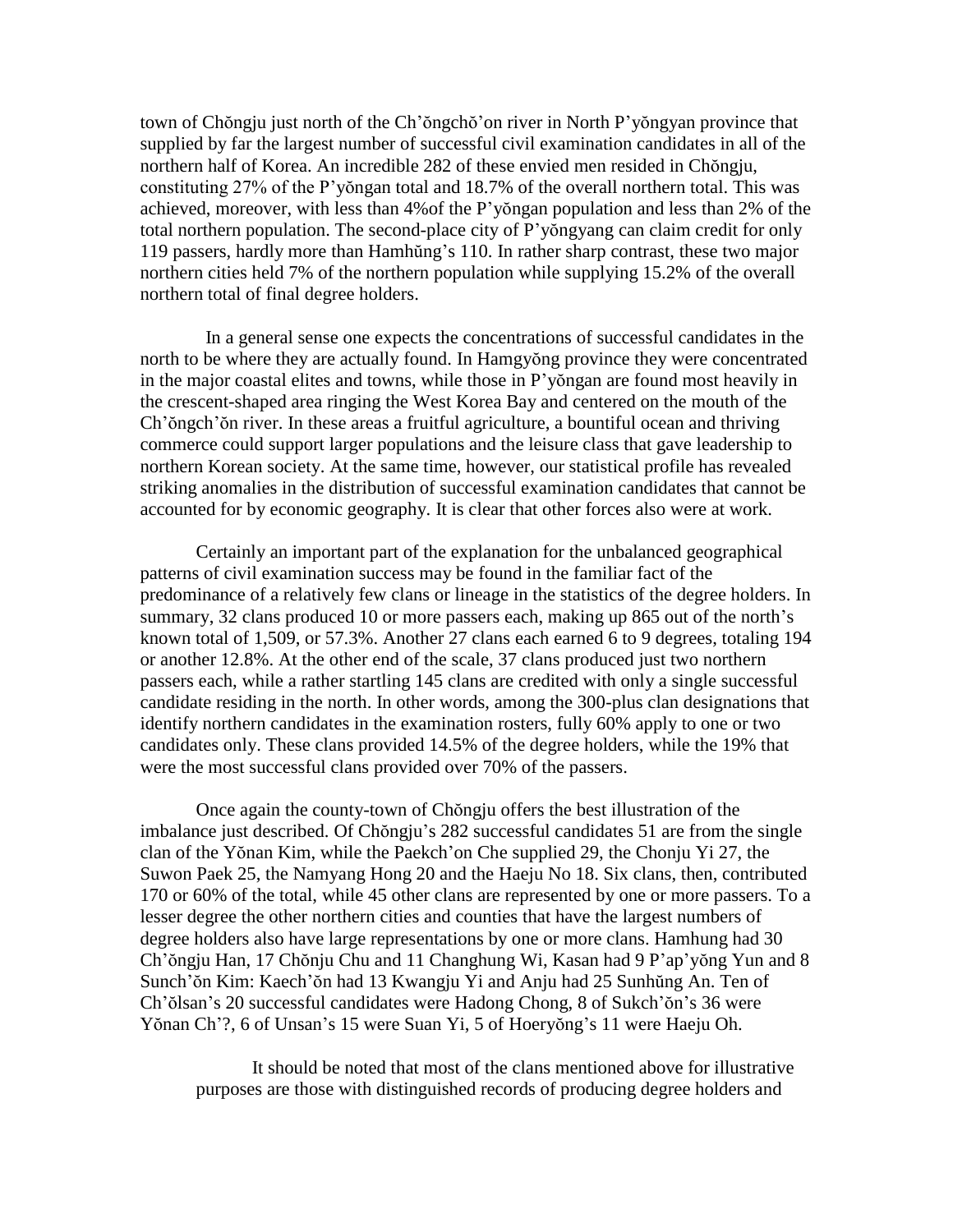town of Chŏngju just north of the Ch'ŏngchŏ'on river in North P'yŏngyan province that supplied by far the largest number of successful civil examination candidates in all of the northern half of Korea. An incredible 282 of these envied men resided in Chŏngju, constituting 27% of the P'yŏngan total and 18.7% of the overall northern total. This was achieved, moreover, with less than 4%of the P'yŏngan population and less than 2% of the total northern population. The second-place city of P'yŏngyang can claim credit for only 119 passers, hardly more than Hamhŭng's 110. In rather sharp contrast, these two major northern cities held 7% of the northern population while supplying 15.2% of the overall northern total of final degree holders.

In a general sense one expects the concentrations of successful candidates in the north to be where they are actually found. In Hamgyŏng province they were concentrated in the major coastal elites and towns, while those in P'yŏngan are found most heavily in the crescent-shaped area ringing the West Korea Bay and centered on the mouth of the Ch'ŏngch'ŏn river. In these areas a fruitful agriculture, a bountiful ocean and thriving commerce could support larger populations and the leisure class that gave leadership to northern Korean society. At the same time, however, our statistical profile has revealed striking anomalies in the distribution of successful examination candidates that cannot be accounted for by economic geography. It is clear that other forces also were at work.

Certainly an important part of the explanation for the unbalanced geographical patterns of civil examination success may be found in the familiar fact of the predominance of a relatively few clans or lineage in the statistics of the degree holders. In summary, 32 clans produced 10 or more passers each, making up 865 out of the north's known total of 1,509, or 57.3%. Another 27 clans each earned 6 to 9 degrees, totaling 194 or another 12.8%. At the other end of the scale, 37 clans produced just two northern passers each, while a rather startling 145 clans are credited with only a single successful candidate residing in the north. In other words, among the 300-plus clan designations that identify northern candidates in the examination rosters, fully 60% apply to one or two candidates only. These clans provided 14.5% of the degree holders, while the 19% that were the most successful clans provided over 70% of the passers.

Once again the county-town of Chŏngju offers the best illustration of the imbalance just described. Of Chŏngju's 282 successful candidates 51 are from the single clan of the Yŏnan Kim, while the Paekch'on Che supplied 29, the Chonju Yi 27, the Suwon Paek 25, the Namyang Hong 20 and the Haeju No 18. Six clans, then, contributed 170 or 60% of the total, while 45 other clans are represented by one or more passers. To a lesser degree the other northern cities and counties that have the largest numbers of degree holders also have large representations by one or more clans. Hamhung had 30 Ch'ŏngju Han, 17 Chŏnju Chu and 11 Changhung Wi, Kasan had 9 P'ap'yŏng Yun and 8 Sunch'ŏn Kim: Kaech'ŏn had 13 Kwangju Yi and Anju had 25 Sunhŭng An. Ten of Ch'ŏlsan's 20 successful candidates were Hadong Chong, 8 of Sukch'ŏn's 36 were Yŏnan Ch'?, 6 of Unsan's 15 were Suan Yi, 5 of Hoeryŏng's 11 were Haeju Oh.

It should be noted that most of the clans mentioned above for illustrative purposes are those with distinguished records of producing degree holders and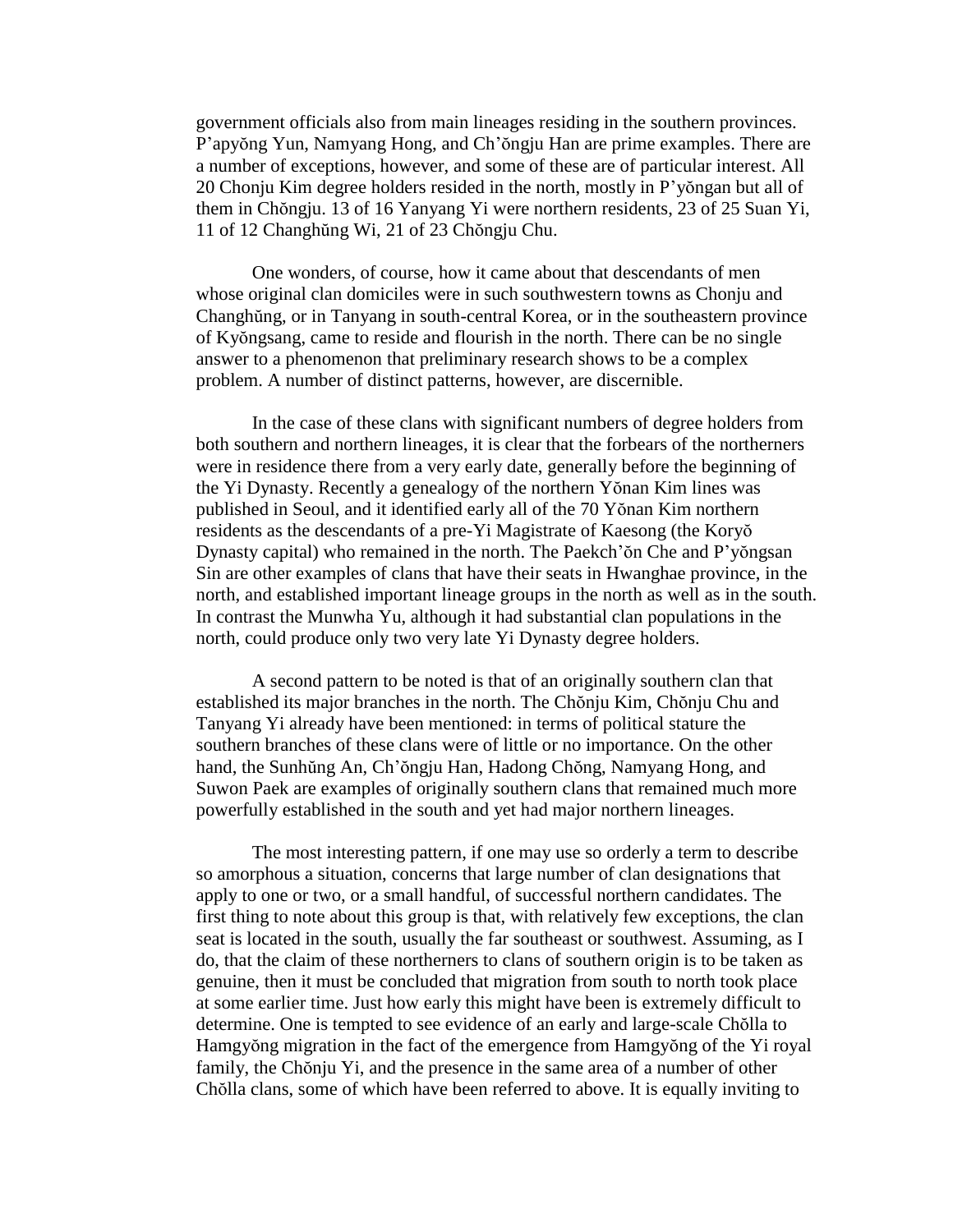government officials also from main lineages residing in the southern provinces. P'apyŏng Yun, Namyang Hong, and Ch'ŏngju Han are prime examples. There are a number of exceptions, however, and some of these are of particular interest. All 20 Chonju Kim degree holders resided in the north, mostly in P'yŏngan but all of them in Chŏngju. 13 of 16 Yanyang Yi were northern residents, 23 of 25 Suan Yi, 11 of 12 Changhŭng Wi, 21 of 23 Chŏngju Chu.

One wonders, of course, how it came about that descendants of men whose original clan domiciles were in such southwestern towns as Chonju and Changhŭng, or in Tanyang in south-central Korea, or in the southeastern province of Kyŏngsang, came to reside and flourish in the north. There can be no single answer to a phenomenon that preliminary research shows to be a complex problem. A number of distinct patterns, however, are discernible.

In the case of these clans with significant numbers of degree holders from both southern and northern lineages, it is clear that the forbears of the northerners were in residence there from a very early date, generally before the beginning of the Yi Dynasty. Recently a genealogy of the northern Yŏnan Kim lines was published in Seoul, and it identified early all of the 70 Yŏnan Kim northern residents as the descendants of a pre-Yi Magistrate of Kaesong (the Koryŏ Dynasty capital) who remained in the north. The Paekch'ŏn Che and P'yŏngsan Sin are other examples of clans that have their seats in Hwanghae province, in the north, and established important lineage groups in the north as well as in the south. In contrast the Munwha Yu, although it had substantial clan populations in the north, could produce only two very late Yi Dynasty degree holders.

A second pattern to be noted is that of an originally southern clan that established its major branches in the north. The Chŏnju Kim, Chŏnju Chu and Tanyang Yi already have been mentioned: in terms of political stature the southern branches of these clans were of little or no importance. On the other hand, the Sunhŭng An, Ch'ŏngju Han, Hadong Chŏng, Namyang Hong, and Suwon Paek are examples of originally southern clans that remained much more powerfully established in the south and yet had major northern lineages.

The most interesting pattern, if one may use so orderly a term to describe so amorphous a situation, concerns that large number of clan designations that apply to one or two, or a small handful, of successful northern candidates. The first thing to note about this group is that, with relatively few exceptions, the clan seat is located in the south, usually the far southeast or southwest. Assuming, as I do, that the claim of these northerners to clans of southern origin is to be taken as genuine, then it must be concluded that migration from south to north took place at some earlier time. Just how early this might have been is extremely difficult to determine. One is tempted to see evidence of an early and large-scale Chŏlla to Hamgyŏng migration in the fact of the emergence from Hamgyŏng of the Yi royal family, the Chŏnju Yi, and the presence in the same area of a number of other Chŏlla clans, some of which have been referred to above. It is equally inviting to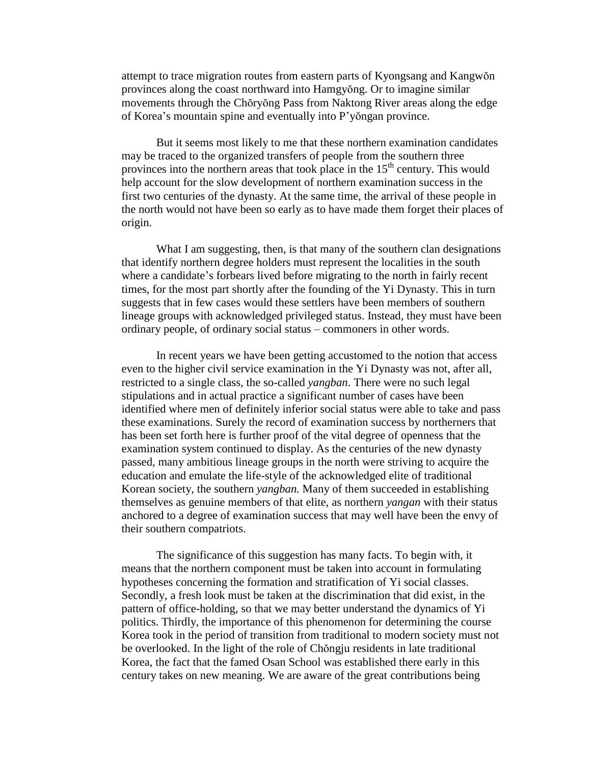attempt to trace migration routes from eastern parts of Kyongsang and Kangwŏn provinces along the coast northward into Hamgyŏng. Or to imagine similar movements through the Chŏryŏng Pass from Naktong River areas along the edge of Korea's mountain spine and eventually into P'yŏngan province.

But it seems most likely to me that these northern examination candidates may be traced to the organized transfers of people from the southern three provinces into the northern areas that took place in the 15th century. This would help account for the slow development of northern examination success in the first two centuries of the dynasty. At the same time, the arrival of these people in the north would not have been so early as to have made them forget their places of origin.

What I am suggesting, then, is that many of the southern clan designations that identify northern degree holders must represent the localities in the south where a candidate's forbears lived before migrating to the north in fairly recent times, for the most part shortly after the founding of the Yi Dynasty. This in turn suggests that in few cases would these settlers have been members of southern lineage groups with acknowledged privileged status. Instead, they must have been ordinary people, of ordinary social status – commoners in other words.

In recent years we have been getting accustomed to the notion that access even to the higher civil service examination in the Yi Dynasty was not, after all, restricted to a single class, the so-called *yangban*. There were no such legal stipulations and in actual practice a significant number of cases have been identified where men of definitely inferior social status were able to take and pass these examinations. Surely the record of examination success by northerners that has been set forth here is further proof of the vital degree of openness that the examination system continued to display. As the centuries of the new dynasty passed, many ambitious lineage groups in the north were striving to acquire the education and emulate the life-style of the acknowledged elite of traditional Korean society, the southern *yangban.* Many of them succeeded in establishing themselves as genuine members of that elite, as northern *yangan* with their status anchored to a degree of examination success that may well have been the envy of their southern compatriots.

The significance of this suggestion has many facts. To begin with, it means that the northern component must be taken into account in formulating hypotheses concerning the formation and stratification of Yi social classes. Secondly, a fresh look must be taken at the discrimination that did exist, in the pattern of office-holding, so that we may better understand the dynamics of Yi politics. Thirdly, the importance of this phenomenon for determining the course Korea took in the period of transition from traditional to modern society must not be overlooked. In the light of the role of Chŏngju residents in late traditional Korea, the fact that the famed Osan School was established there early in this century takes on new meaning. We are aware of the great contributions being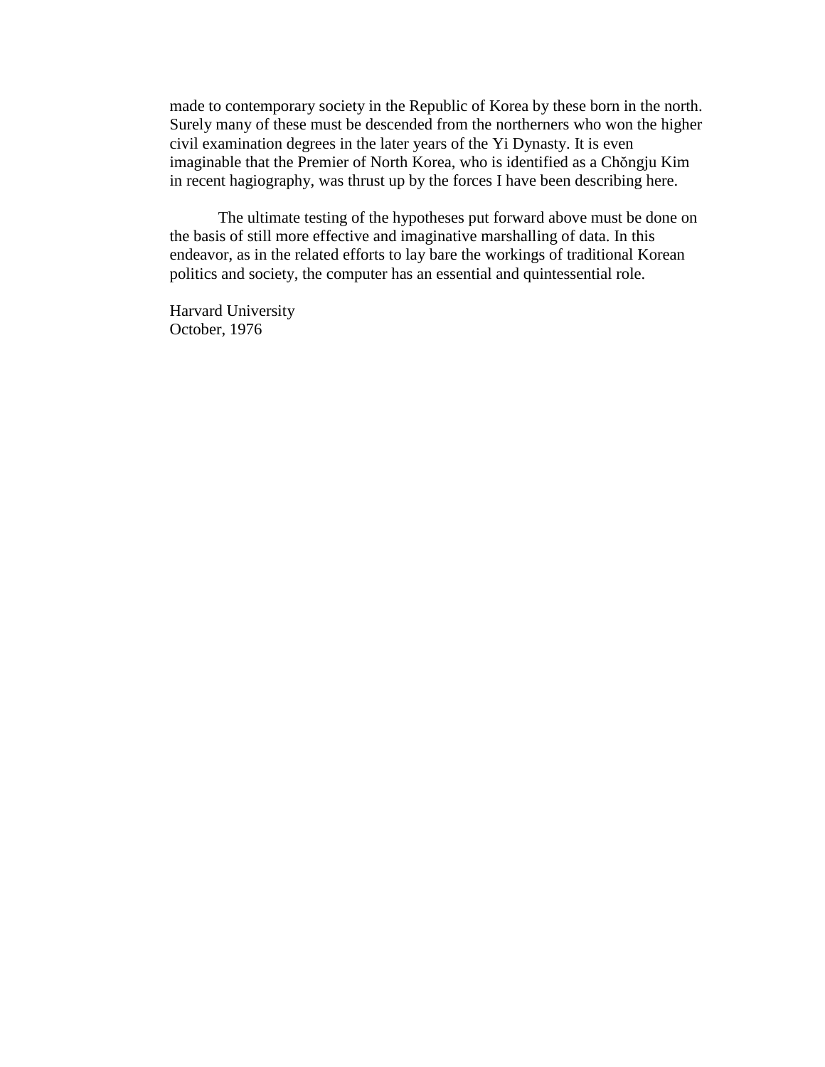made to contemporary society in the Republic of Korea by these born in the north. Surely many of these must be descended from the northerners who won the higher civil examination degrees in the later years of the Yi Dynasty. It is even imaginable that the Premier of North Korea, who is identified as a Chŏngju Kim in recent hagiography, was thrust up by the forces I have been describing here.

The ultimate testing of the hypotheses put forward above must be done on the basis of still more effective and imaginative marshalling of data. In this endeavor, as in the related efforts to lay bare the workings of traditional Korean politics and society, the computer has an essential and quintessential role.

Harvard University
October, 1976